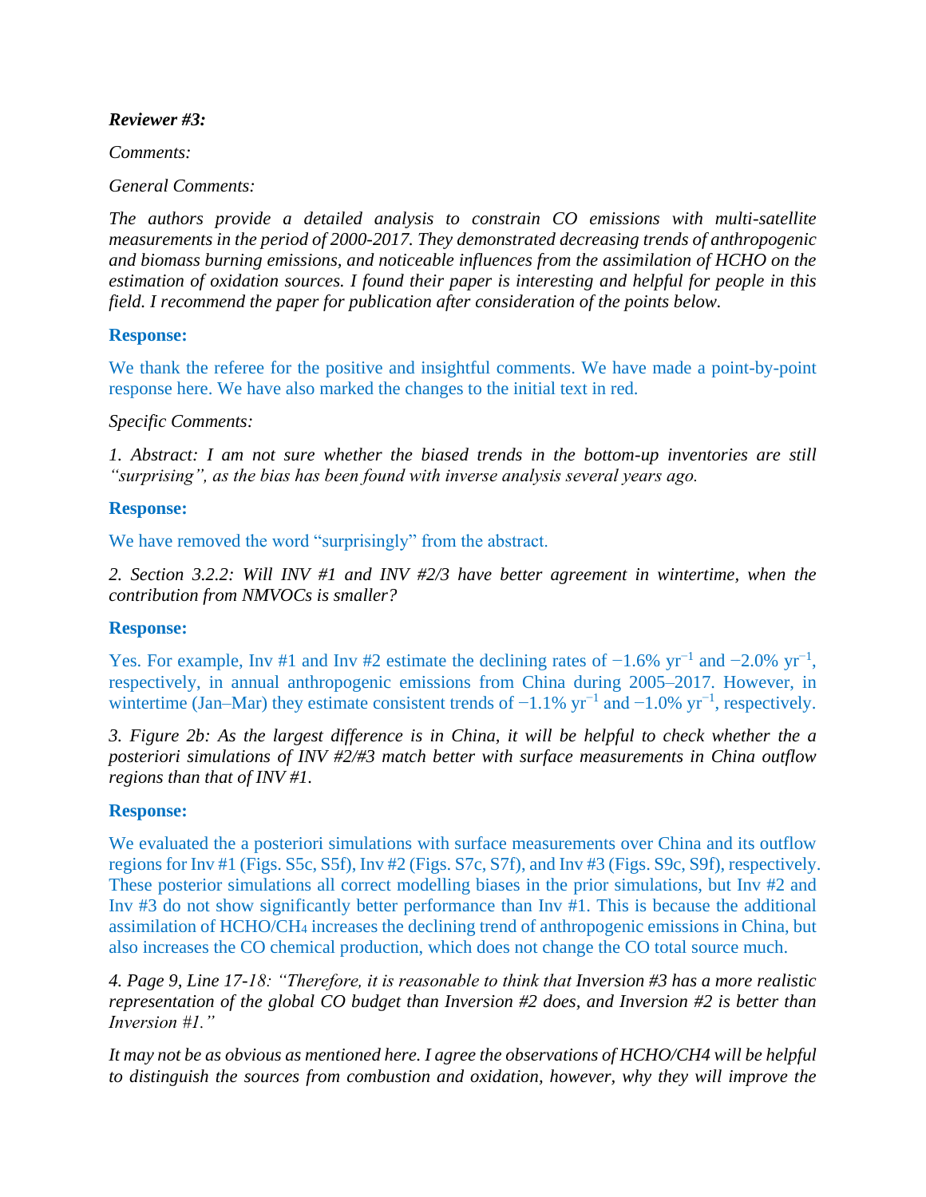***Reviewer #3:***

*Comments:*

*General Comments:*

*The authors provide a detailed analysis to constrain CO emissions with multi-satellite measurements in the period of 2000-2017. They demonstrated decreasing trends of anthropogenic and biomass burning emissions, and noticeable influences from the assimilation of HCHO on the estimation of oxidation sources. I found their paper is interesting and helpful for people in this field. I recommend the paper for publication after consideration of the points below.*

**Response:**

We thank the referee for the positive and insightful comments. We have made a point-by-point response here. We have also marked the changes to the initial text in red.

*Specific Comments:*

*1. Abstract: I am not sure whether the biased trends in the bottom-up inventories are still "surprising", as the bias has been found with inverse analysis several years ago.*

**Response:**

We have removed the word "surprisingly" from the abstract.

*2. Section 3.2.2: Will INV #1 and INV #2/3 have better agreement in wintertime, when the contribution from NMVOCs is smaller?*

**Response:**

Yes. For example, Inv #1 and Inv #2 estimate the declining rates of $-1.6\%\ yr^{-1}$ and $-2.0\%\ yr^{-1}$, respectively, in annual anthropogenic emissions from China during 2005–2017. However, in wintertime (Jan–Mar) they estimate consistent trends of $-1.1\%\ yr^{-1}$ and $-1.0\%\ yr^{-1}$, respectively.

*3. Figure 2b: As the largest difference is in China, it will be helpful to check whether the a posteriori simulations of INV #2/#3 match better with surface measurements in China outflow regions than that of INV #1.*

**Response:**

We evaluated the a posteriori simulations with surface measurements over China and its outflow regions for Inv #1 (Figs. S5c, S5f), Inv #2 (Figs. S7c, S7f), and Inv #3 (Figs. S9c, S9f), respectively. These posterior simulations all correct modelling biases in the prior simulations, but Inv #2 and Inv #3 do not show significantly better performance than Inv #1. This is because the additional assimilation of HCHO/$CH_4$ increases the declining trend of anthropogenic emissions in China, but also increases the CO chemical production, which does not change the CO total source much.

*4. Page 9, Line 17-18: "Therefore, it is reasonable to think that Inversion #3 has a more realistic representation of the global CO budget than Inversion #2 does, and Inversion #2 is better than Inversion #1."*

*It may not be as obvious as mentioned here. I agree the observations of HCHO/CH4 will be helpful to distinguish the sources from combustion and oxidation, however, why they will improve the*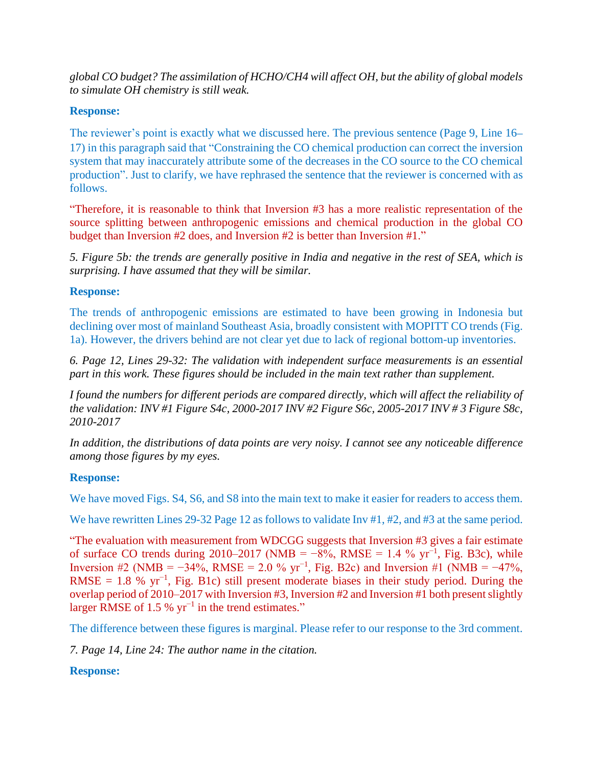*global CO budget? The assimilation of HCHO/CH4 will affect OH, but the ability of global models to simulate OH chemistry is still weak.*

**Response:**

The reviewer's point is exactly what we discussed here. The previous sentence (Page 9, Line 16–17) in this paragraph said that "Constraining the CO chemical production can correct the inversion system that may inaccurately attribute some of the decreases in the CO source to the CO chemical production". Just to clarify, we have rephrased the sentence that the reviewer is concerned with as follows.

"Therefore, it is reasonable to think that Inversion #3 has a more realistic representation of the source splitting between anthropogenic emissions and chemical production in the global CO budget than Inversion #2 does, and Inversion #2 is better than Inversion #1."

*5. Figure 5b: the trends are generally positive in India and negative in the rest of SEA, which is surprising. I have assumed that they will be similar.*

**Response:**

The trends of anthropogenic emissions are estimated to have been growing in Indonesia but declining over most of mainland Southeast Asia, broadly consistent with MOPITT CO trends (Fig. 1a). However, the drivers behind are not clear yet due to lack of regional bottom-up inventories.

*6. Page 12, Lines 29-32: The validation with independent surface measurements is an essential part in this work. These figures should be included in the main text rather than supplement.*

*I found the numbers for different periods are compared directly, which will affect the reliability of the validation: INV #1 Figure S4c, 2000-2017 INV #2 Figure S6c, 2005-2017 INV # 3 Figure S8c, 2010-2017*

*In addition, the distributions of data points are very noisy. I cannot see any noticeable difference among those figures by my eyes.*

**Response:**

We have moved Figs. S4, S6, and S8 into the main text to make it easier for readers to access them.

We have rewritten Lines 29-32 Page 12 as follows to validate Inv #1, #2, and #3 at the same period.

"The evaluation with measurement from WDCGG suggests that Inversion #3 gives a fair estimate of surface CO trends during 2010–2017 (NMB = −8%, RMSE = 1.4 % $yr^{-1}$, Fig. B3c), while Inversion #2 (NMB = −34%, RMSE = 2.0 % $yr^{-1}$, Fig. B2c) and Inversion #1 (NMB = −47%, RMSE = 1.8 % $yr^{-1}$, Fig. B1c) still present moderate biases in their study period. During the overlap period of 2010–2017 with Inversion #3, Inversion #2 and Inversion #1 both present slightly larger RMSE of 1.5 % $yr^{-1}$ in the trend estimates."

The difference between these figures is marginal. Please refer to our response to the 3rd comment.

*7. Page 14, Line 24: The author name in the citation.*

**Response:**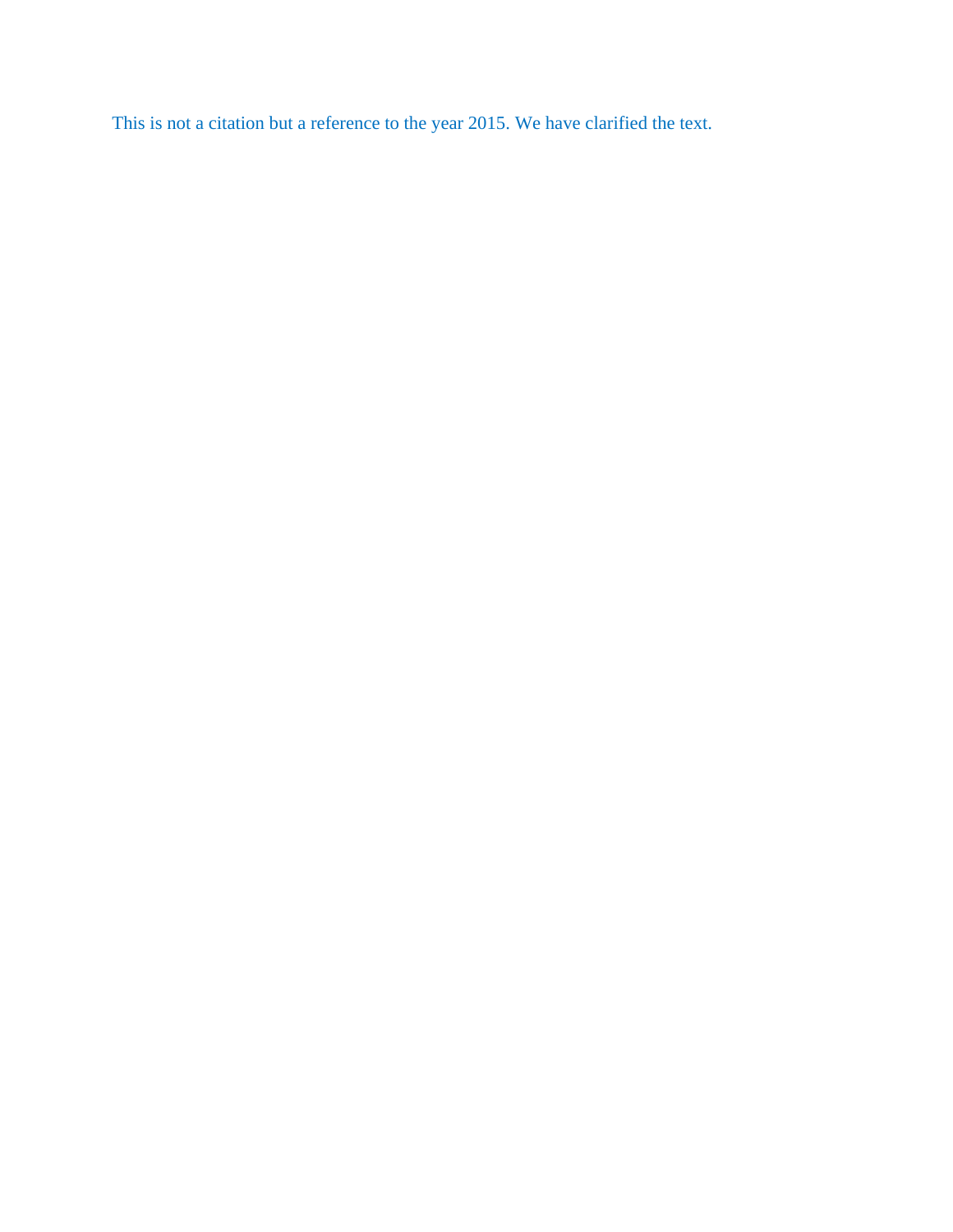This is not a citation but a reference to the year 2015. We have clarified the text.